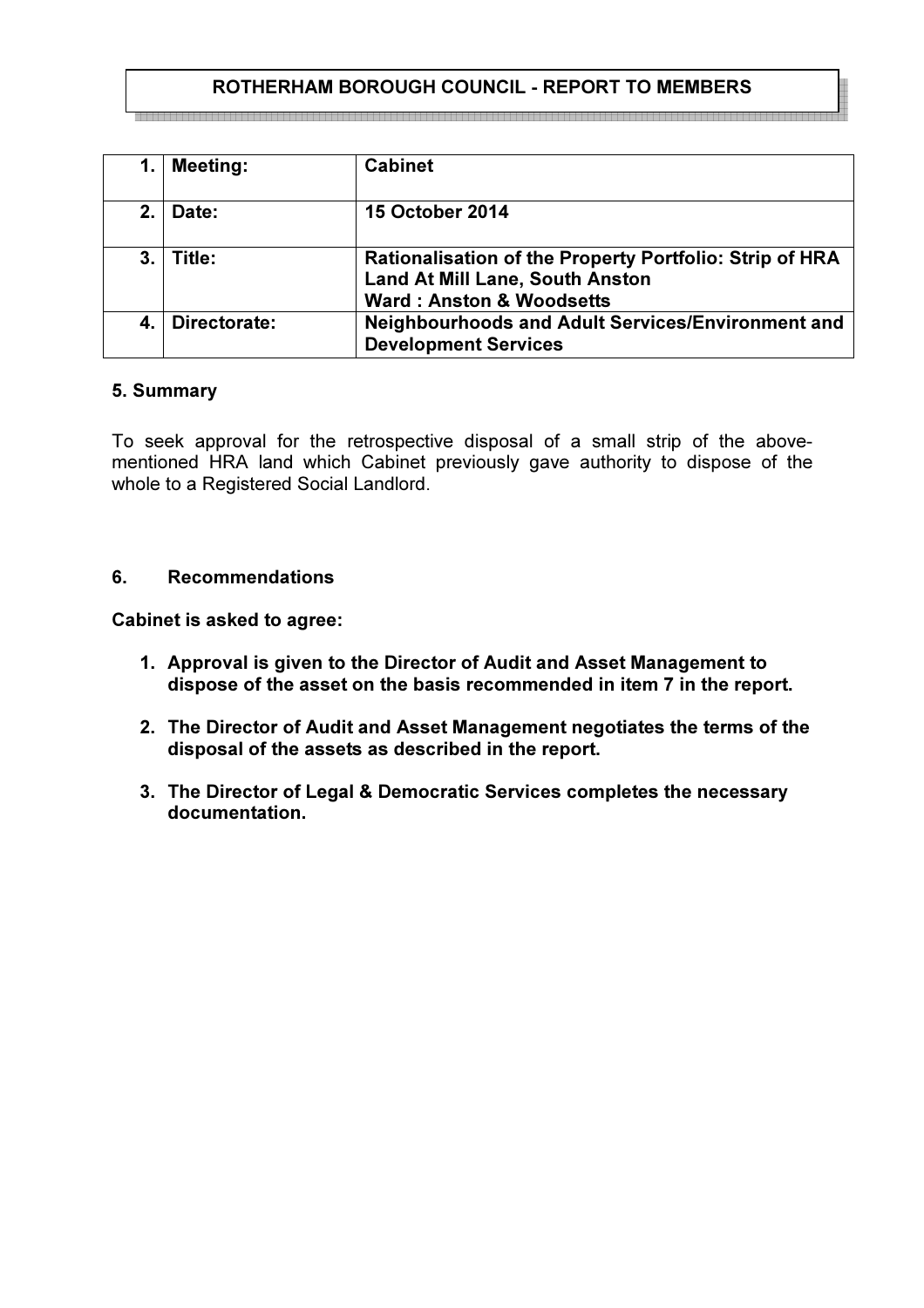# ROTHERHAM BOROUGH COUNCIL - REPORT TO MEMBERS

| | | |
|---|---|---|
| **1.** | **Meeting:** | **Cabinet** |
| **2.** | **Date:** | **15 October 2014** |
| **3.** | **Title:** | **Rationalisation of the Property Portfolio: Strip of HRA Land At Mill Lane, South Anston**<br>**Ward : Anston & Woodsetts** |
| **4.** | **Directorate:** | **Neighbourhoods and Adult Services/Environment and Development Services** |

### 5. Summary

To seek approval for the retrospective disposal of a small strip of the above-mentioned HRA land which Cabinet previously gave authority to dispose of the whole to a Registered Social Landlord.

### 6. Recommendations

**Cabinet is asked to agree:**

1. **Approval is given to the Director of Audit and Asset Management to dispose of the asset on the basis recommended in item 7 in the report.**
2. **The Director of Audit and Asset Management negotiates the terms of the disposal of the assets as described in the report.**
3. **The Director of Legal & Democratic Services completes the necessary documentation.**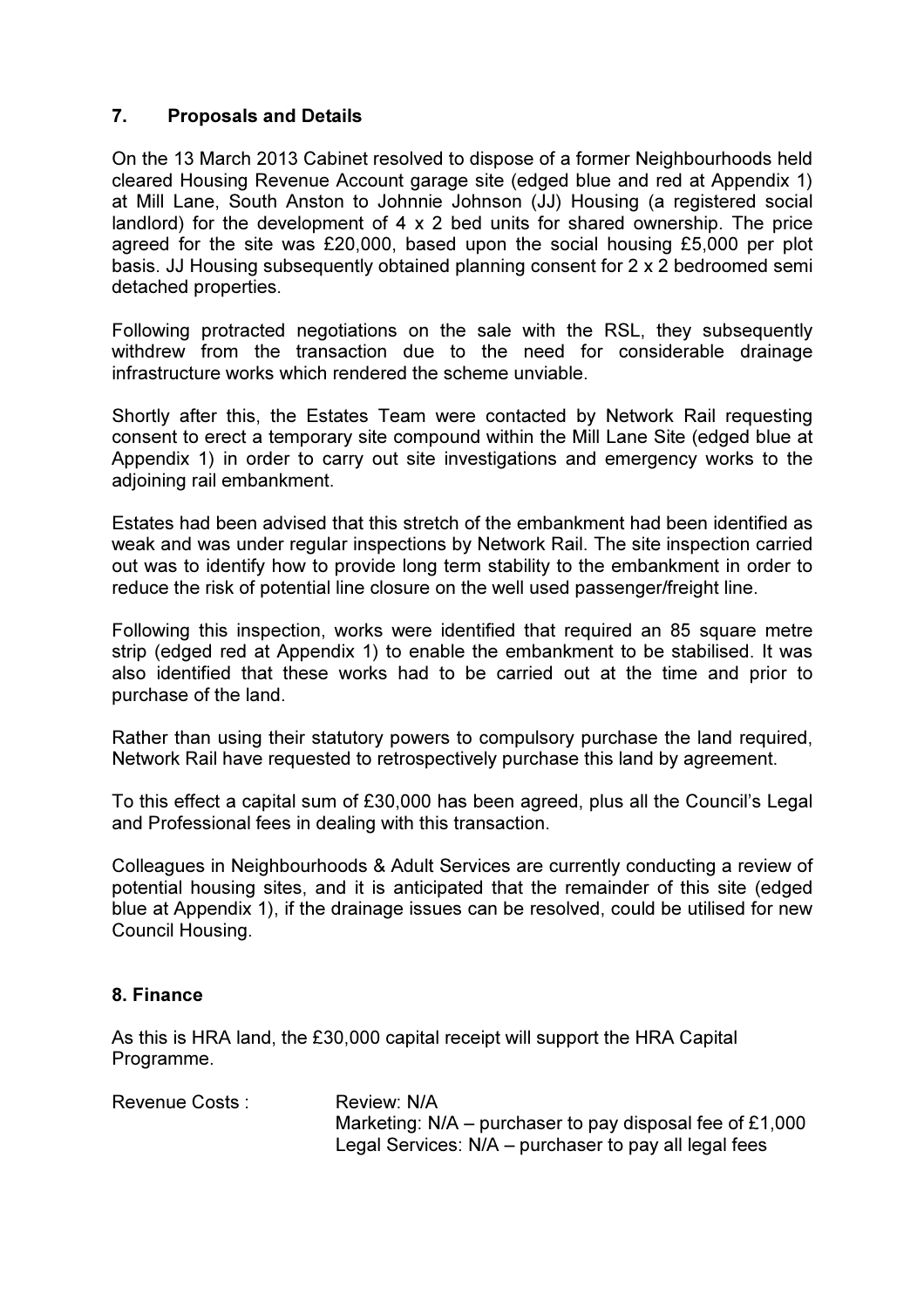## 7. Proposals and Details

On the 13 March 2013 Cabinet resolved to dispose of a former Neighbourhoods held cleared Housing Revenue Account garage site (edged blue and red at Appendix 1) at Mill Lane, South Anston to Johnnie Johnson (JJ) Housing (a registered social landlord) for the development of 4 x 2 bed units for shared ownership. The price agreed for the site was £20,000, based upon the social housing £5,000 per plot basis. JJ Housing subsequently obtained planning consent for 2 x 2 bedroomed semi detached properties.

Following protracted negotiations on the sale with the RSL, they subsequently withdrew from the transaction due to the need for considerable drainage infrastructure works which rendered the scheme unviable.

Shortly after this, the Estates Team were contacted by Network Rail requesting consent to erect a temporary site compound within the Mill Lane Site (edged blue at Appendix 1) in order to carry out site investigations and emergency works to the adjoining rail embankment.

Estates had been advised that this stretch of the embankment had been identified as weak and was under regular inspections by Network Rail. The site inspection carried out was to identify how to provide long term stability to the embankment in order to reduce the risk of potential line closure on the well used passenger/freight line.

Following this inspection, works were identified that required an 85 square metre strip (edged red at Appendix 1) to enable the embankment to be stabilised. It was also identified that these works had to be carried out at the time and prior to purchase of the land.

Rather than using their statutory powers to compulsory purchase the land required, Network Rail have requested to retrospectively purchase this land by agreement.

To this effect a capital sum of £30,000 has been agreed, plus all the Council's Legal and Professional fees in dealing with this transaction.

Colleagues in Neighbourhoods & Adult Services are currently conducting a review of potential housing sites, and it is anticipated that the remainder of this site (edged blue at Appendix 1), if the drainage issues can be resolved, could be utilised for new Council Housing.

## 8. Finance

As this is HRA land, the £30,000 capital receipt will support the HRA Capital Programme.

Revenue Costs :

Review: N/A
Marketing: N/A – purchaser to pay disposal fee of £1,000
Legal Services: N/A – purchaser to pay all legal fees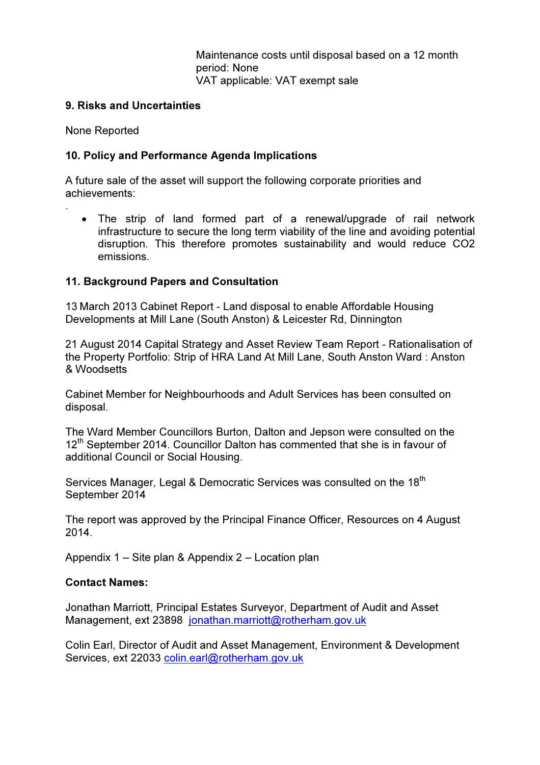Maintenance costs until disposal based on a 12 month period: None
VAT applicable: VAT exempt sale

**9. Risks and Uncertainties**

None Reported

**10. Policy and Performance Agenda Implications**

A future sale of the asset will support the following corporate priorities and achievements:

.

- The strip of land formed part of a renewal/upgrade of rail network infrastructure to secure the long term viability of the line and avoiding potential disruption. This therefore promotes sustainability and would reduce $CO_2$ emissions.

**11. Background Papers and Consultation**

13 March 2013 Cabinet Report - Land disposal to enable Affordable Housing Developments at Mill Lane (South Anston) & Leicester Rd, Dinnington

21 August 2014 Capital Strategy and Asset Review Team Report - Rationalisation of the Property Portfolio: Strip of HRA Land At Mill Lane, South Anston Ward : Anston & Woodsetts

Cabinet Member for Neighbourhoods and Adult Services has been consulted on disposal.

The Ward Member Councillors Burton, Dalton and Jepson were consulted on the 12th September 2014. Councillor Dalton has commented that she is in favour of additional Council or Social Housing.

Services Manager, Legal & Democratic Services was consulted on the 18th September 2014

The report was approved by the Principal Finance Officer, Resources on 4 August 2014.

Appendix 1 – Site plan & Appendix 2 – Location plan

**Contact Names:**

Jonathan Marriott, Principal Estates Surveyor, Department of Audit and Asset Management, ext 23898 jonathan.marriott@rotherham.gov.uk

Colin Earl, Director of Audit and Asset Management, Environment & Development Services, ext 22033 colin.earl@rotherham.gov.uk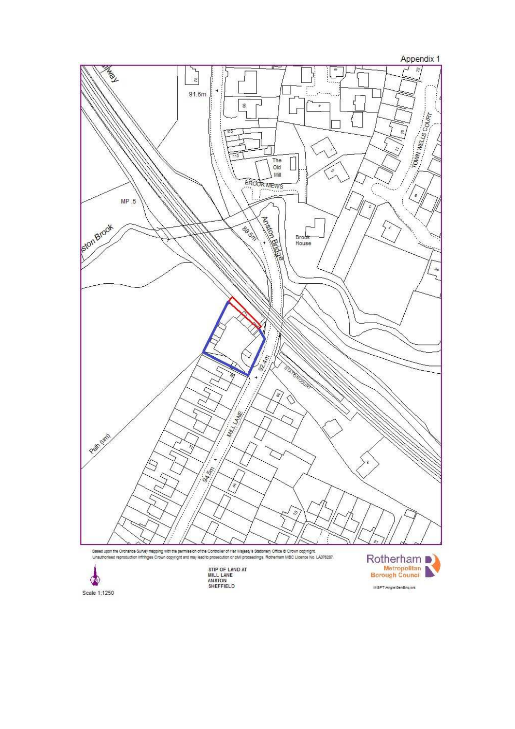Appendix 1

Based upon the Ordnance Survey mapping with the permission of the Controller of Her Majesty's Stationery Office © Crown copyright.
Unauthorised reproduction infringes Crown copyright and may lead to prosecution or civil proceedings. Rotherham MBC Licence No. LA076287.

Scale 1:1250

STIP OF LAND AT
MILL LANE
ANSTON
SHEFFIELD

Rotherham Metropolitan Borough Council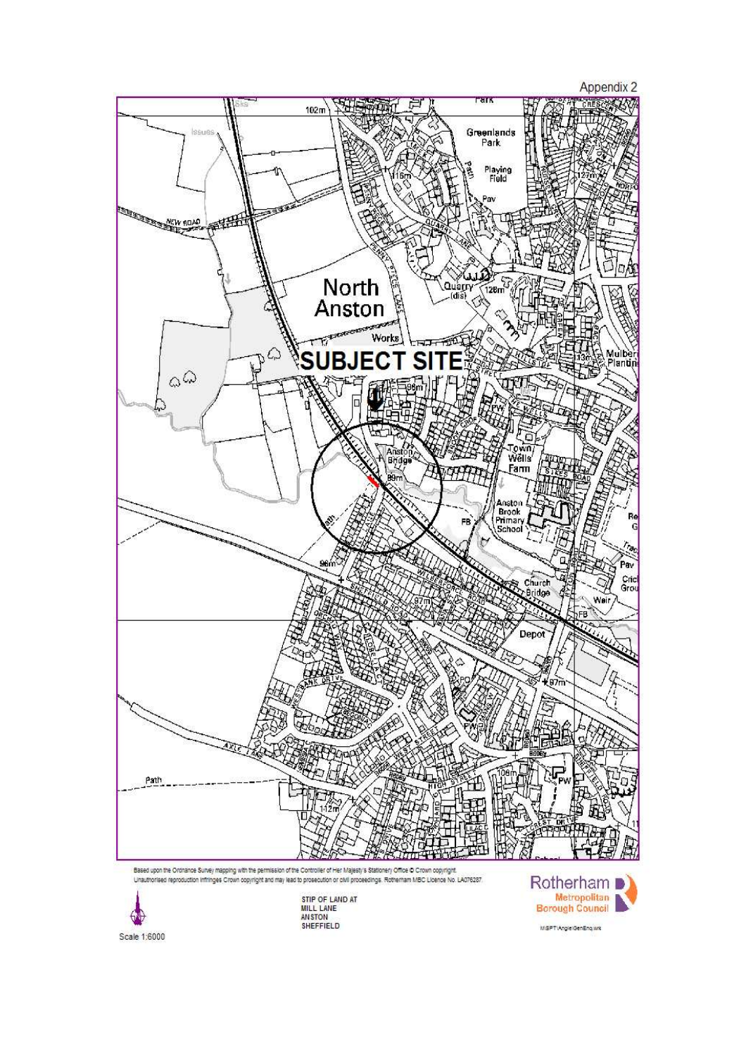Appendix 2

SUBJECT SITE

Based upon the Ordnance Survey mapping with the permission of the Controller of Her Majesty's Stationery Office © Crown copyright. Unauthorised reproduction infringes Crown copyright and may lead to prosecution or civil proceedings. Rotherham MBC Licence No. LA076287.

Scale 1:6000

STIP OF LAND AT
MILL LANE
ANSTON
SHEFFIELD

Rotherham Metropolitan Borough Council

MISPT\Angle\GenEnq.wrk